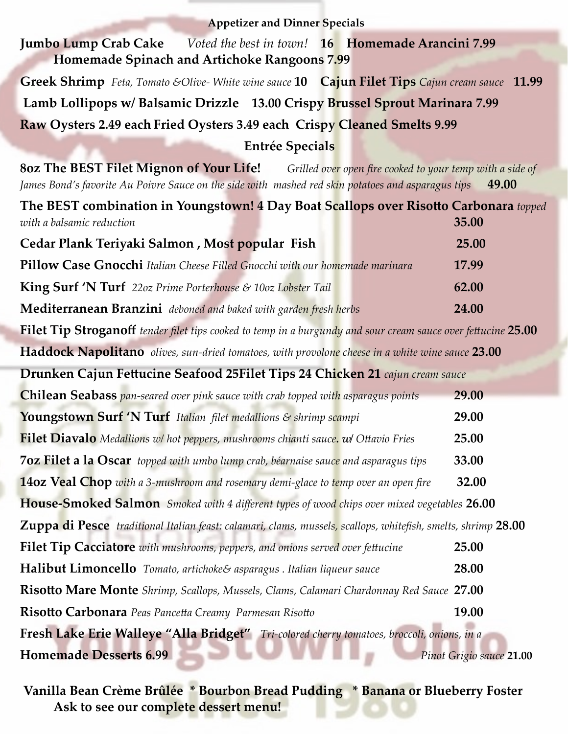## Appetizer and Dinner Specials

**Jumbo Lump Crab Cake** *Voted the best in town!* **16** **Homemade Arancini 7.99**
**Homemade Spinach and Artichoke Rangoons 7.99**

**Greek Shrimp** *Feta, Tomato &Olive- White wine sauce* **10** **Cajun Filet Tips** *Cajun cream sauce* **11.99**

**Lamb Lollipops w/ Balsamic Drizzle 13.00 Crispy Brussel Sprout Marinara 7.99**

**Raw Oysters 2.49 each Fried Oysters 3.49 each Crispy Cleaned Smelts 9.99**

## Entrée Specials

**8oz The BEST Filet Mignon of Your Life!** *Grilled over open fire cooked to your temp with a side of James Bond's favorite Au Poivre Sauce on the side with mashed red skin potatoes and asparagus tips* **49.00**

**The BEST combination in Youngstown! 4 Day Boat Scallops over Risotto Carbonara** *topped with a balsamic reduction* **35.00**

**Cedar Plank Teriyaki Salmon , Most popular Fish** **25.00**

**Pillow Case Gnocchi** *Italian Cheese Filled Gnocchi with our homemade marinara* **17.99**

**King Surf 'N Turf** *22oz Prime Porterhouse & 10oz Lobster Tail* **62.00**

**Mediterranean Branzini** *deboned and baked with garden fresh herbs* **24.00**

**Filet Tip Stroganoff** *tender filet tips cooked to temp in a burgundy and sour cream sauce over fettucine* **25.00**

**Haddock Napolitano** *olives, sun-dried tomatoes, with provolone cheese in a white wine sauce* **23.00**

**Drunken Cajun Fettucine Seafood 25Filet Tips 24 Chicken 21** *cajun cream sauce*

**Chilean Seabass** *pan-seared over pink sauce with crab topped with asparagus points* **29.00**

**Youngstown Surf 'N Turf** *Italian filet medallions & shrimp scampi* **29.00**

**Filet Diavalo** *Medallions w/ hot peppers, mushrooms chianti sauce. w/ Ottavio Fries* **25.00**

**7oz Filet a la Oscar** *topped with umbo lump crab, béarnaise sauce and asparagus tips* **33.00**

**14oz Veal Chop** *with a 3-mushroom and rosemary demi-glace to temp over an open fire* **32.00**

**House-Smoked Salmon** *Smoked with 4 different types of wood chips over mixed vegetables* **26.00**

**Zuppa di Pesce** *traditional Italian feast: calamari, clams, mussels, scallops, whitefish, smelts, shrimp* **28.00**

**Filet Tip Cacciatore** *with mushrooms, peppers, and onions served over fettucine* **25.00**

**Halibut Limoncello** *Tomato, artichoke& asparagus . Italian liqueur sauce* **28.00**

**Risotto Mare Monte** *Shrimp, Scallops, Mussels, Clams, Calamari Chardonnay Red Sauce* **27.00**

**Risotto Carbonara** *Peas Pancetta Creamy Parmesan Risotto* **19.00**

**Fresh Lake Erie Walleye "Alla Bridget"** *Tri-colored cherry tomatoes, broccoli, onions, in a Pinot Grigio sauce* **21.00**

**Homemade Desserts 6.99**

**Vanilla Bean Crème Brûlée * Bourbon Bread Pudding * Banana or Blueberry Foster**
**Ask to see our complete dessert menu!**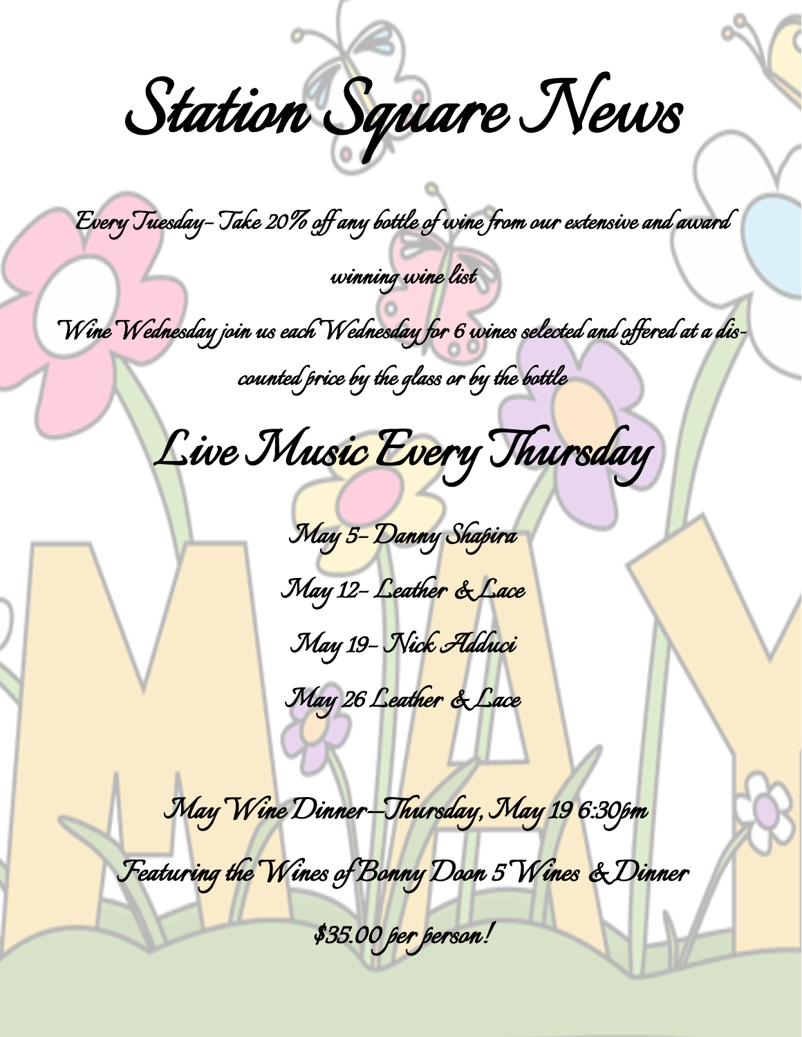# Station Square News

Every Tuesday- Take 20% off any bottle of wine from our extensive and award winning wine list

Wine Wednesday join us each Wednesday for 6 wines selected and offered at a discounted price by the glass or by the bottle

## Live Music Every Thursday

May 5- Danny Shapira

May 12- Leather & Lace

May 19- Nick Adduci

May 26 Leather & Lace

May Wine Dinner—Thursday, May 19 6:30pm

Featuring the Wines of Bonny Doon 5 Wines & Dinner

$35.00 per person!